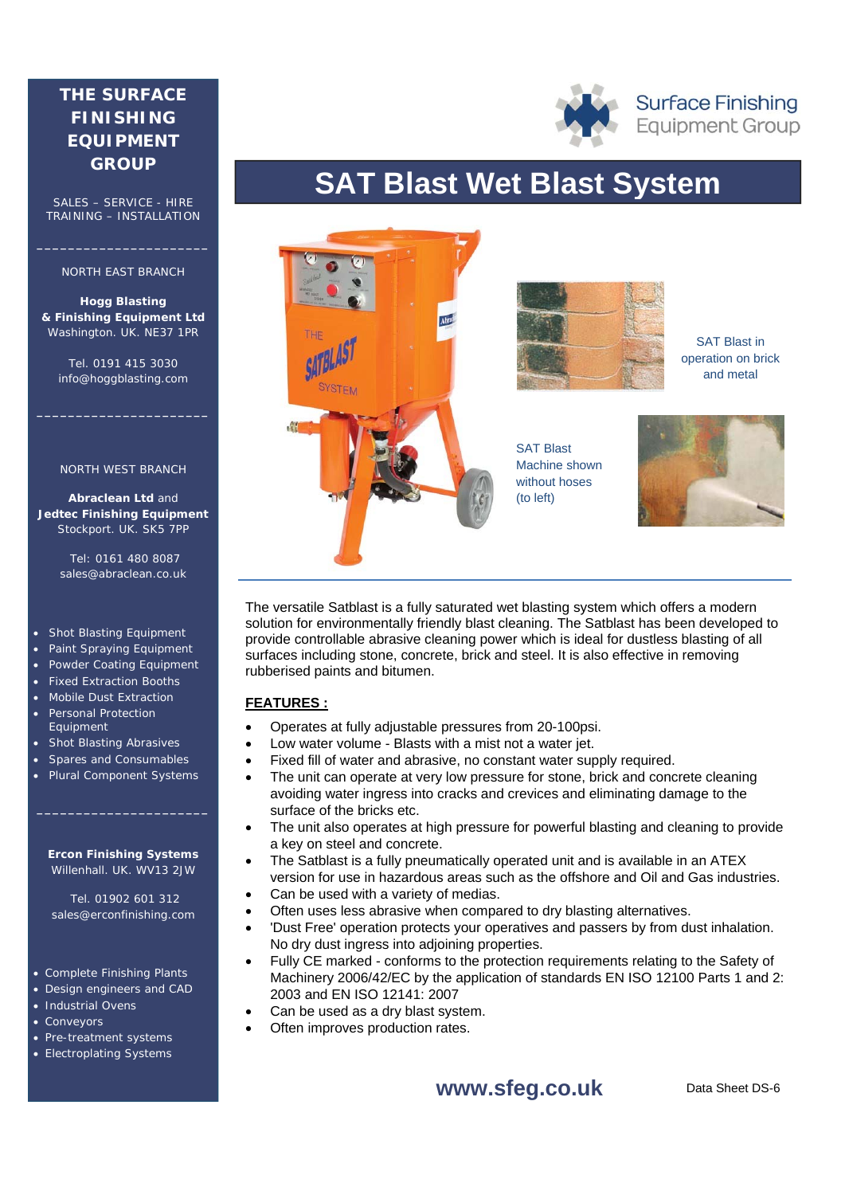# SAT Blast Wet Blast System

Surface Finishing Equipment Group

SAT Blast in operation on brick and metal

SAT Blast Machine shown without hoses (to left)

The versatile Satblast is a fully saturated wet blasting system which offers a modern solution for environmentally friendly blast cleaning. The Satblast has been developed to provide controllable abrasive cleaning power which is ideal for dustless blasting of all surfaces including stone, concrete, brick and steel. It is also effective in removing rubberised paints and bitumen.

**FEATURES :**

- Operates at fully adjustable pressures from 20-100psi.
- Low water volume - Blasts with a mist not a water jet.
- Fixed fill of water and abrasive, no constant water supply required.
- The unit can operate at very low pressure for stone, brick and concrete cleaning avoiding water ingress into cracks and crevices and eliminating damage to the surface of the bricks etc.
- The unit also operates at high pressure for powerful blasting and cleaning to provide a key on steel and concrete.
- The Satblast is a fully pneumatically operated unit and is available in an ATEX version for use in hazardous areas such as the offshore and Oil and Gas industries.
- Can be used with a variety of medias.
- Often uses less abrasive when compared to dry blasting alternatives.
- 'Dust Free' operation protects your operatives and passers by from dust inhalation. No dry dust ingress into adjoining properties.
- Fully CE marked - conforms to the protection requirements relating to the Safety of Machinery 2006/42/EC by the application of standards EN ISO 12100 Parts 1 and 2: 2003 and EN ISO 12141: 2007
- Can be used as a dry blast system.
- Often improves production rates.

**www.sfeg.co.uk**

Data Sheet DS-6

---

## THE SURFACE FINISHING EQUIPMENT GROUP

SALES – SERVICE - HIRE
TRAINING – INSTALLATION

NORTH EAST BRANCH

**Hogg Blasting & Finishing Equipment Ltd**
Washington. UK. NE37 1PR

Tel. 0191 415 3030
info@hoggblasting.com

NORTH WEST BRANCH

**Abraclean Ltd** and **Jedtec Finishing Equipment**
Stockport. UK. SK5 7PP

Tel: 0161 480 8087
sales@abraclean.co.uk

- Shot Blasting Equipment
- Paint Spraying Equipment
- Powder Coating Equipment
- Fixed Extraction Booths
- Mobile Dust Extraction
- Personal Protection Equipment
- Shot Blasting Abrasives
- Spares and Consumables
- Plural Component Systems

**Ercon Finishing Systems**
Willenhall. UK. WV13 2JW

Tel. 01902 601 312
sales@erconfinishing.com

- Complete Finishing Plants
- Design engineers and CAD
- Industrial Ovens
- Conveyors
- Pre-treatment systems
- Electroplating Systems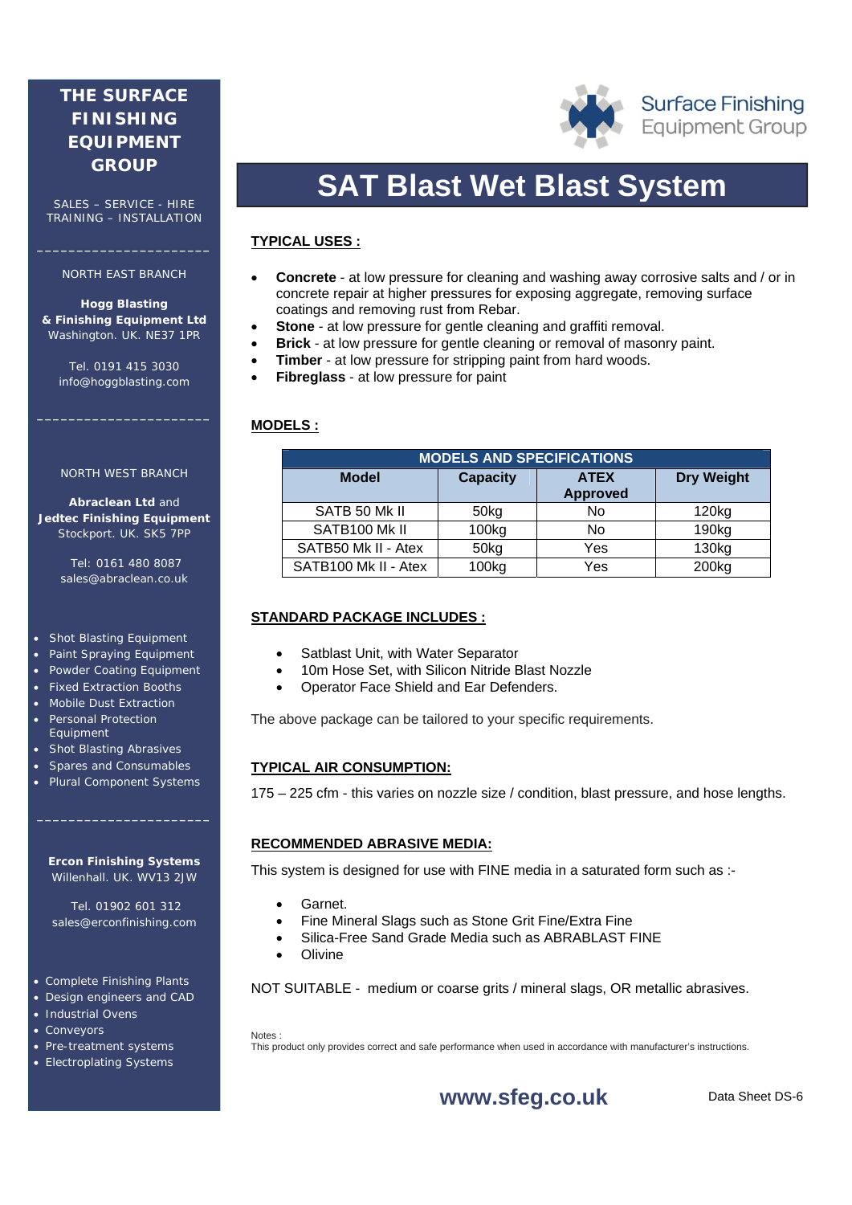# THE SURFACE FINISHING EQUIPMENT GROUP

SALES – SERVICE - HIRE
TRAINING – INSTALLATION

NORTH EAST BRANCH

**Hogg Blasting & Finishing Equipment Ltd**
Washington. UK. NE37 1PR

Tel. 0191 415 3030
info@hoggblasting.com

NORTH WEST BRANCH

**Abraclean Ltd** and **Jedtec Finishing Equipment**
Stockport. UK. SK5 7PP

Tel: 0161 480 8087
sales@abraclean.co.uk

- Shot Blasting Equipment
- Paint Spraying Equipment
- Powder Coating Equipment
- Fixed Extraction Booths
- Mobile Dust Extraction
- Personal Protection Equipment
- Shot Blasting Abrasives
- Spares and Consumables
- Plural Component Systems

**Ercon Finishing Systems**
Willenhall. UK. WV13 2JW

Tel. 01902 601 312
sales@erconfinishing.com

- Complete Finishing Plants
- Design engineers and CAD
- Industrial Ovens
- Conveyors
- Pre-treatment systems
- Electroplating Systems

Surface Finishing Equipment Group

# SAT Blast Wet Blast System

## TYPICAL USES :

- **Concrete** - at low pressure for cleaning and washing away corrosive salts and / or in concrete repair at higher pressures for exposing aggregate, removing surface coatings and removing rust from Rebar.
- **Stone** - at low pressure for gentle cleaning and graffiti removal.
- **Brick** - at low pressure for gentle cleaning or removal of masonry paint.
- **Timber** - at low pressure for stripping paint from hard woods.
- **Fibreglass** - at low pressure for paint

## MODELS :

| MODELS AND SPECIFICATIONS | | | |
|---|---|---|---|
| **Model** | **Capacity** | **ATEX Approved** | **Dry Weight** |
| SATB 50 Mk II | 50kg | No | 120kg |
| SATB100 Mk II | 100kg | No | 190kg |
| SATB50 Mk II - Atex | 50kg | Yes | 130kg |
| SATB100 Mk II - Atex | 100kg | Yes | 200kg |

## STANDARD PACKAGE INCLUDES :

- Satblast Unit, with Water Separator
- 10m Hose Set, with Silicon Nitride Blast Nozzle
- Operator Face Shield and Ear Defenders.

The above package can be tailored to your specific requirements.

## TYPICAL AIR CONSUMPTION:

175 – 225 cfm - this varies on nozzle size / condition, blast pressure, and hose lengths.

## RECOMMENDED ABRASIVE MEDIA:

This system is designed for use with FINE media in a saturated form such as :-

- Garnet.
- Fine Mineral Slags such as Stone Grit Fine/Extra Fine
- Silica-Free Sand Grade Media such as ABRABLAST FINE
- Olivine

NOT SUITABLE - medium or coarse grits / mineral slags, OR metallic abrasives.

Notes :
This product only provides correct and safe performance when used in accordance with manufacturer's instructions.

**www.sfeg.co.uk**

Data Sheet DS-6